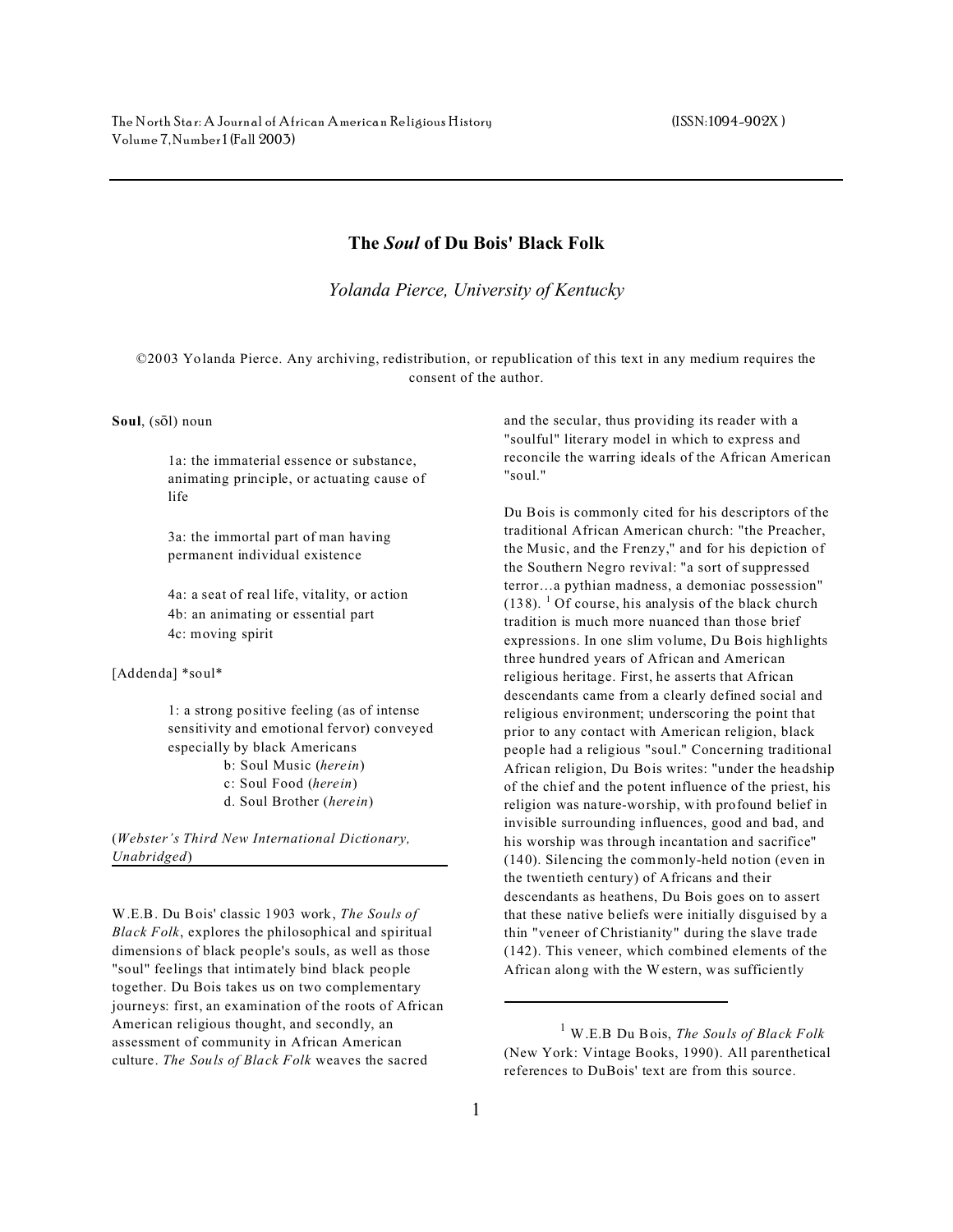# The *Soul* of Du Bois' Black Folk

*Yolanda Pierce, University of Kentucky*

©2003 Yolanda Pierce. Any archiving, redistribution, or republication of this text in any medium requires the consent of the author.

**Soul**, (sōl) noun

> 1a: the immaterial essence or substance, animating principle, or actuating cause of life
>
> 3a: the immortal part of man having permanent individual existence
>
> 4a: a seat of real life, vitality, or action
> 4b: an animating or essential part
> 4c: moving spirit

[Addenda] *soul*

> 1: a strong positive feeling (as of intense sensitivity and emotional fervor) conveyed especially by black Americans
> b: Soul Music (*herein*)
> c: Soul Food (*herein*)
> d. Soul Brother (*herein*)

(*Webster's Third New International Dictionary, Unabridged*)

W.E.B. Du Bois' classic 1903 work, *The Souls of Black Folk*, explores the philosophical and spiritual dimensions of black people's souls, as well as those "soul" feelings that intimately bind black people together. Du Bois takes us on two complementary journeys: first, an examination of the roots of African American religious thought, and secondly, an assessment of community in African American culture. *The Souls of Black Folk* weaves the sacred and the secular, thus providing its reader with a "soulful" literary model in which to express and reconcile the warring ideals of the African American "soul."

Du Bois is commonly cited for his descriptors of the traditional African American church: "the Preacher, the Music, and the Frenzy," and for his depiction of the Southern Negro revival: "a sort of suppressed terror…a pythian madness, a demoniac possession" (138). [1] Of course, his analysis of the black church tradition is much more nuanced than those brief expressions. In one slim volume, Du Bois highlights three hundred years of African and American religious heritage. First, he asserts that African descendants came from a clearly defined social and religious environment; underscoring the point that prior to any contact with American religion, black people had a religious "soul." Concerning traditional African religion, Du Bois writes: "under the headship of the chief and the potent influence of the priest, his religion was nature-worship, with profound belief in invisible surrounding influences, good and bad, and his worship was through incantation and sacrifice" (140). Silencing the commonly-held notion (even in the twentieth century) of Africans and their descendants as heathens, Du Bois goes on to assert that these native beliefs were initially disguised by a thin "veneer of Christianity" during the slave trade (142). This veneer, which combined elements of the African along with the Western, was sufficiently

---

[1] W.E.B Du Bois, *The Souls of Black Folk* (New York: Vintage Books, 1990). All parenthetical references to DuBois' text are from this source.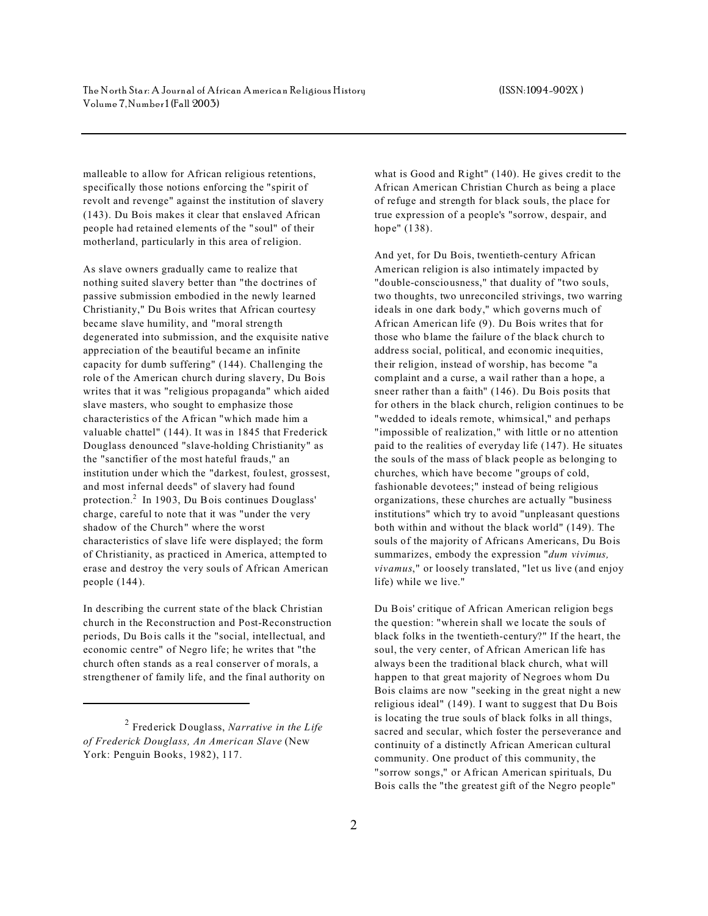malleable to allow for African religious retentions, specifically those notions enforcing the "spirit of revolt and revenge" against the institution of slavery (143). Du Bois makes it clear that enslaved African people had retained elements of the "soul" of their motherland, particularly in this area of religion.

As slave owners gradually came to realize that nothing suited slavery better than "the doctrines of passive submission embodied in the newly learned Christianity," Du Bois writes that African courtesy became slave humility, and "moral strength degenerated into submission, and the exquisite native appreciation of the beautiful became an infinite capacity for dumb suffering" (144). Challenging the role of the American church during slavery, Du Bois writes that it was "religious propaganda" which aided slave masters, who sought to emphasize those characteristics of the African "which made him a valuable chattel" (144). It was in 1845 that Frederick Douglass denounced "slave-holding Christianity" as the "sanctifier of the most hateful frauds," an institution under which the "darkest, foulest, grossest, and most infernal deeds" of slavery had found protection.[2] In 1903, Du Bois continues Douglass' charge, careful to note that it was "under the very shadow of the Church" where the worst characteristics of slave life were displayed; the form of Christianity, as practiced in America, attempted to erase and destroy the very souls of African American people (144).

In describing the current state of the black Christian church in the Reconstruction and Post-Reconstruction periods, Du Bois calls it the "social, intellectual, and economic centre" of Negro life; he writes that "the church often stands as a real conserver of morals, a strengthener of family life, and the final authority on what is Good and Right" (140). He gives credit to the African American Christian Church as being a place of refuge and strength for black souls, the place for true expression of a people's "sorrow, despair, and hope" (138).

And yet, for Du Bois, twentieth-century African American religion is also intimately impacted by "double-consciousness," that duality of "two souls, two thoughts, two unreconciled strivings, two warring ideals in one dark body," which governs much of African American life (9). Du Bois writes that for those who blame the failure of the black church to address social, political, and economic inequities, their religion, instead of worship, has become "a complaint and a curse, a wail rather than a hope, a sneer rather than a faith" (146). Du Bois posits that for others in the black church, religion continues to be "wedded to ideals remote, whimsical," and perhaps "impossible of realization," with little or no attention paid to the realities of everyday life (147). He situates the souls of the mass of black people as belonging to churches, which have become "groups of cold, fashionable devotees;" instead of being religious organizations, these churches are actually "business institutions" which try to avoid "unpleasant questions both within and without the black world" (149). The souls of the majority of Africans Americans, Du Bois summarizes, embody the expression "*dum vivimus, vivamus*," or loosely translated, "let us live (and enjoy life) while we live."

Du Bois' critique of African American religion begs the question: "wherein shall we locate the souls of black folks in the twentieth-century?" If the heart, the soul, the very center, of African American life has always been the traditional black church, what will happen to that great majority of Negroes whom Du Bois claims are now "seeking in the great night a new religious ideal" (149). I want to suggest that Du Bois is locating the true souls of black folks in all things, sacred and secular, which foster the perseverance and continuity of a distinctly African American cultural community. One product of this community, the "sorrow songs," or African American spirituals, Du Bois calls the "the greatest gift of the Negro people"

---

[2] Frederick Douglass, *Narrative in the Life of Frederick Douglass, An American Slave* (New York: Penguin Books, 1982), 117.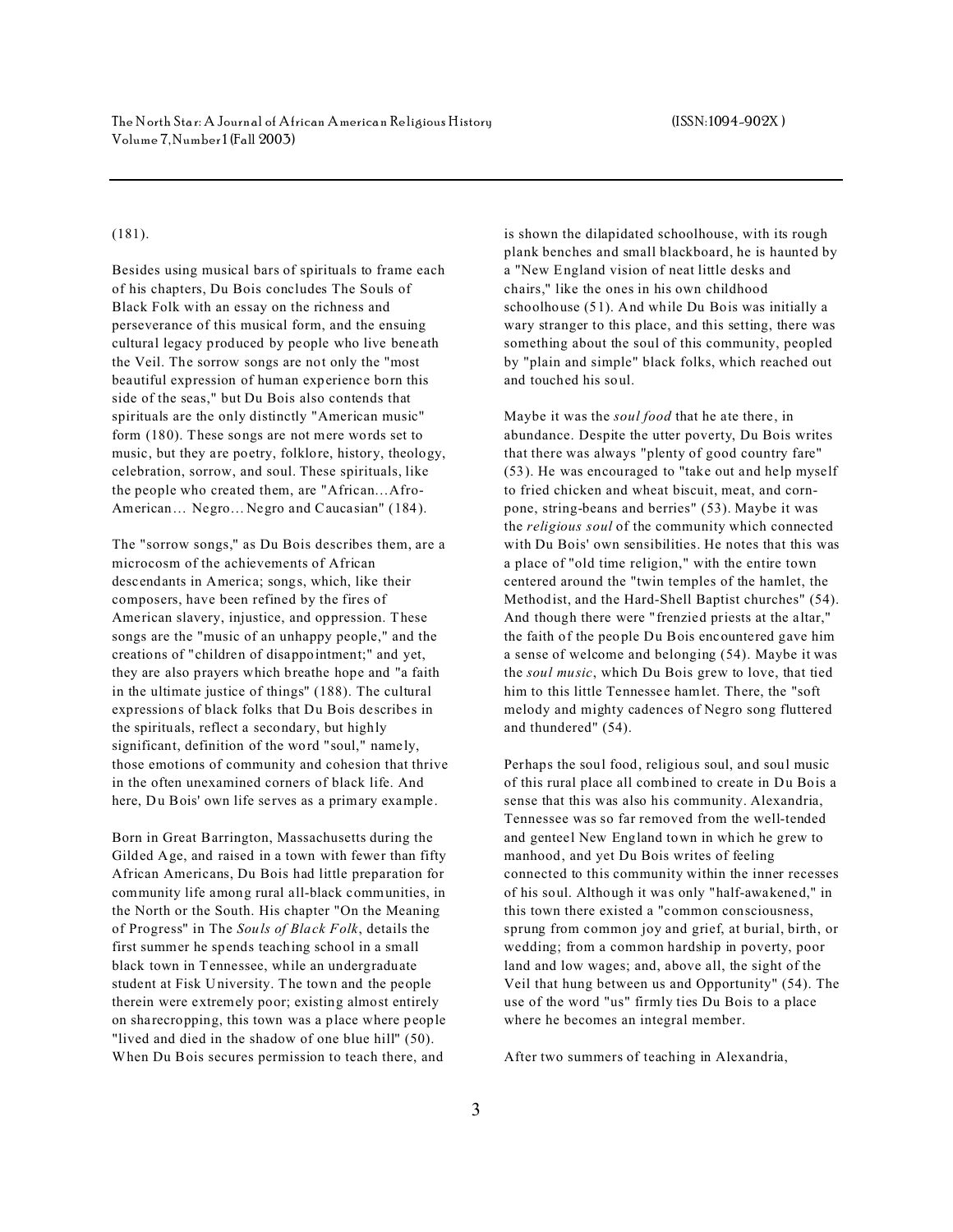(181).

Besides using musical bars of spirituals to frame each of his chapters, Du Bois concludes The Souls of Black Folk with an essay on the richness and perseverance of this musical form, and the ensuing cultural legacy produced by people who live beneath the Veil. The sorrow songs are not only the "most beautiful expression of human experience born this side of the seas," but Du Bois also contends that spirituals are the only distinctly "American music" form (180). These songs are not mere words set to music, but they are poetry, folklore, history, theology, celebration, sorrow, and soul. These spirituals, like the people who created them, are "African…Afro-American… Negro…Negro and Caucasian" (184).

The "sorrow songs," as Du Bois describes them, are a microcosm of the achievements of African descendants in America; songs, which, like their composers, have been refined by the fires of American slavery, injustice, and oppression. These songs are the "music of an unhappy people," and the creations of "children of disappointment;" and yet, they are also prayers which breathe hope and "a faith in the ultimate justice of things" (188). The cultural expressions of black folks that Du Bois describes in the spirituals, reflect a secondary, but highly significant, definition of the word "soul," namely, those emotions of community and cohesion that thrive in the often unexamined corners of black life. And here, Du Bois' own life serves as a primary example.

Born in Great Barrington, Massachusetts during the Gilded Age, and raised in a town with fewer than fifty African Americans, Du Bois had little preparation for community life among rural all-black communities, in the North or the South. His chapter "On the Meaning of Progress" in The *Souls of Black Folk*, details the first summer he spends teaching school in a small black town in Tennessee, while an undergraduate student at Fisk University. The town and the people therein were extremely poor; existing almost entirely on sharecropping, this town was a place where people "lived and died in the shadow of one blue hill" (50). When Du Bois secures permission to teach there, and is shown the dilapidated schoolhouse, with its rough plank benches and small blackboard, he is haunted by a "New England vision of neat little desks and chairs," like the ones in his own childhood schoolhouse (51). And while Du Bois was initially a wary stranger to this place, and this setting, there was something about the soul of this community, peopled by "plain and simple" black folks, which reached out and touched his soul.

Maybe it was the *soul food* that he ate there, in abundance. Despite the utter poverty, Du Bois writes that there was always "plenty of good country fare" (53). He was encouraged to "take out and help myself to fried chicken and wheat biscuit, meat, and corn-pone, string-beans and berries" (53). Maybe it was the *religious soul* of the community which connected with Du Bois' own sensibilities. He notes that this was a place of "old time religion," with the entire town centered around the "twin temples of the hamlet, the Methodist, and the Hard-Shell Baptist churches" (54). And though there were "frenzied priests at the altar," the faith of the people Du Bois encountered gave him a sense of welcome and belonging (54). Maybe it was the *soul music*, which Du Bois grew to love, that tied him to this little Tennessee hamlet. There, the "soft melody and mighty cadences of Negro song fluttered and thundered" (54).

Perhaps the soul food, religious soul, and soul music of this rural place all combined to create in Du Bois a sense that this was also his community. Alexandria, Tennessee was so far removed from the well-tended and genteel New England town in which he grew to manhood, and yet Du Bois writes of feeling connected to this community within the inner recesses of his soul. Although it was only "half-awakened," in this town there existed a "common consciousness, sprung from common joy and grief, at burial, birth, or wedding; from a common hardship in poverty, poor land and low wages; and, above all, the sight of the Veil that hung between us and Opportunity" (54). The use of the word "us" firmly ties Du Bois to a place where he becomes an integral member.

After two summers of teaching in Alexandria,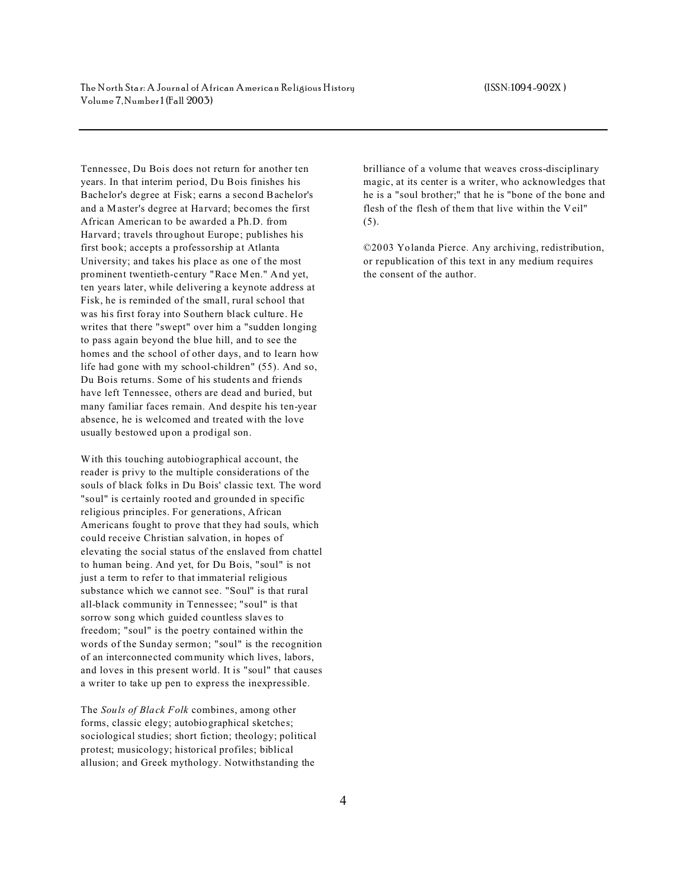Tennessee, Du Bois does not return for another ten years. In that interim period, Du Bois finishes his Bachelor's degree at Fisk; earns a second Bachelor's and a Master's degree at Harvard; becomes the first African American to be awarded a Ph.D. from Harvard; travels throughout Europe; publishes his first book; accepts a professorship at Atlanta University; and takes his place as one of the most prominent twentieth-century "Race Men." And yet, ten years later, while delivering a keynote address at Fisk, he is reminded of the small, rural school that was his first foray into Southern black culture. He writes that there "swept" over him a "sudden longing to pass again beyond the blue hill, and to see the homes and the school of other days, and to learn how life had gone with my school-children" (55). And so, Du Bois returns. Some of his students and friends have left Tennessee, others are dead and buried, but many familiar faces remain. And despite his ten-year absence, he is welcomed and treated with the love usually bestowed upon a prodigal son.

With this touching autobiographical account, the reader is privy to the multiple considerations of the souls of black folks in Du Bois' classic text. The word "soul" is certainly rooted and grounded in specific religious principles. For generations, African Americans fought to prove that they had souls, which could receive Christian salvation, in hopes of elevating the social status of the enslaved from chattel to human being. And yet, for Du Bois, "soul" is not just a term to refer to that immaterial religious substance which we cannot see. "Soul" is that rural all-black community in Tennessee; "soul" is that sorrow song which guided countless slaves to freedom; "soul" is the poetry contained within the words of the Sunday sermon; "soul" is the recognition of an interconnected community which lives, labors, and loves in this present world. It is "soul" that causes a writer to take up pen to express the inexpressible.

*The Souls of Black Folk* combines, among other forms, classic elegy; autobiographical sketches; sociological studies; short fiction; theology; political protest; musicology; historical profiles; biblical allusion; and Greek mythology. Notwithstanding the brilliance of a volume that weaves cross-disciplinary magic, at its center is a writer, who acknowledges that he is a "soul brother;" that he is "bone of the bone and flesh of the flesh of them that live within the Veil" (5).

©2003 Yolanda Pierce. Any archiving, redistribution, or republication of this text in any medium requires the consent of the author.